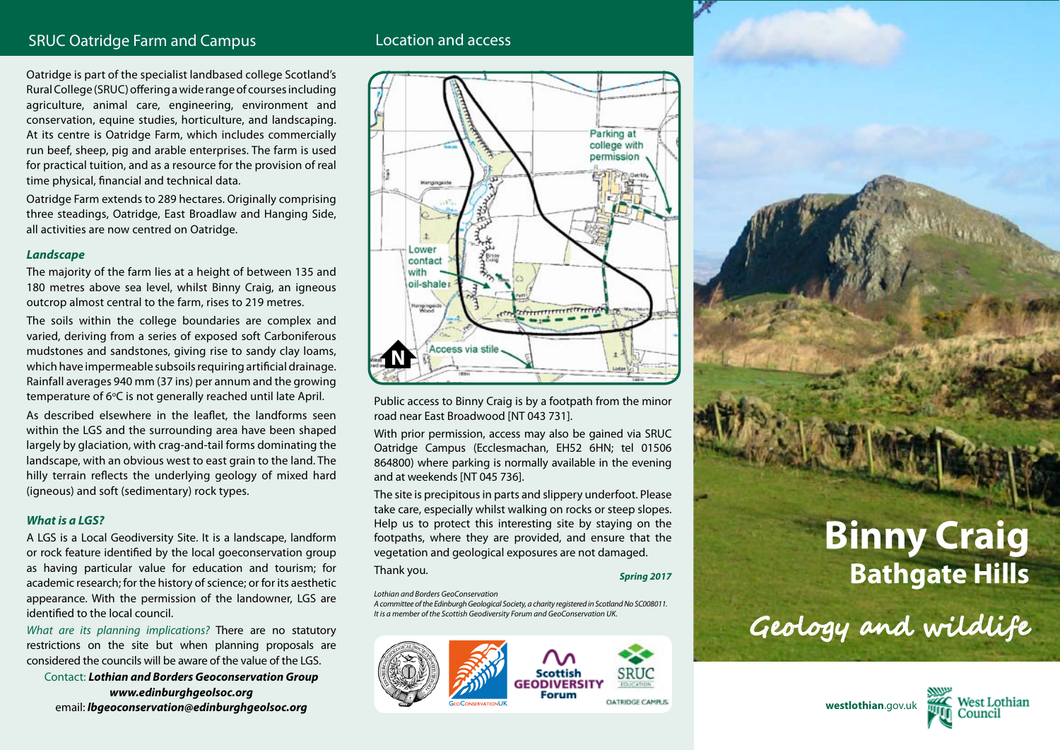## SRUC Oatridge Farm and Campus

Oatridge is part of the specialist landbased college Scotland's Rural College (SRUC) offering a wide range of courses including agriculture, animal care, engineering, environment and conservation, equine studies, horticulture, and landscaping. At its centre is Oatridge Farm, which includes commercially run beef, sheep, pig and arable enterprises. The farm is used for practical tuition, and as a resource for the provision of real time physical, financial and technical data.

Oatridge Farm extends to 289 hectares. Originally comprising three steadings, Oatridge, East Broadlaw and Hanging Side, all activities are now centred on Oatridge.

### *Landscape*

The majority of the farm lies at a height of between 135 and 180 metres above sea level, whilst Binny Craig, an igneous outcrop almost central to the farm, rises to 219 metres.

The soils within the college boundaries are complex and varied, deriving from a series of exposed soft Carboniferous mudstones and sandstones, giving rise to sandy clay loams, which have impermeable subsoils requiring artificial drainage. Rainfall averages 940 mm (37 ins) per annum and the growing temperature of 6°C is not generally reached until late April.

As described elsewhere in the leaflet, the landforms seen within the LGS and the surrounding area have been shaped largely by glaciation, with crag-and-tail forms dominating the landscape, with an obvious west to east grain to the land. The hilly terrain reflects the underlying geology of mixed hard (igneous) and soft (sedimentary) rock types.

### *What is a LGS?*

A LGS is a Local Geodiversity Site. It is a landscape, landform or rock feature identified by the local geoconservation group as having particular value for education and tourism; for academic research; for the history of science; or for its aesthetic appearance. With the permission of the landowner, LGS are identified to the local council.

*What are its planning implications?* There are no statutory restrictions on the site but when planning proposals are considered the councils will be aware of the value of the LGS.

Contact: ***Lothian and Borders Geoconservation Group***
***www.edinburghgeolsoc.org***
email: ***lbgeoconservation@edinburghgeolsoc.org***

## Location and access

Parking at college with permission

Lower contact with oil-shale

Access via stile

N

Public access to Binny Craig is by a footpath from the minor road near East Broadwood [NT 043 731].

With prior permission, access may also be gained via SRUC Oatridge Campus (Ecclesmachan, EH52 6HN; tel 01506 864800) where parking is normally available in the evening and at weekends [NT 045 736].

The site is precipitous in parts and slippery underfoot. Please take care, especially whilst walking on rocks or steep slopes. Help us to protect this interesting site by staying on the footpaths, where they are provided, and ensure that the vegetation and geological exposures are not damaged.

Thank you.

***Spring 2017***

*Lothian and Borders GeoConservation*
*A committee of the Edinburgh Geological Society, a charity registered in Scotland No SC008011. It is a member of the Scottish Geodiversity Forum and GeoConservation UK.*

GeoConservationUK | Scottish Geodiversity Forum | SRUC Education Oatridge Campus

# Binny Craig
## Bathgate Hills

### Geology and wildlife

**westlothian**.gov.uk — West Lothian Council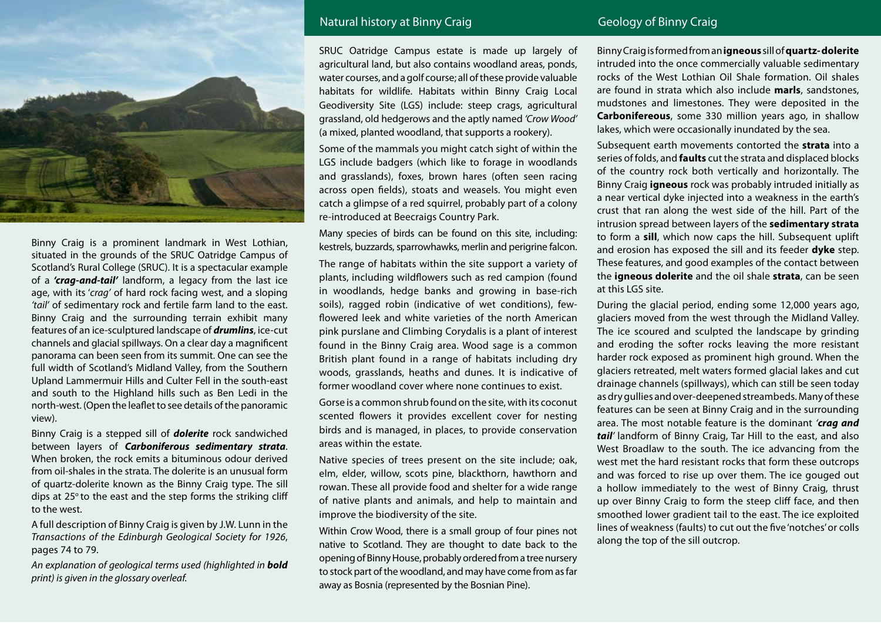Binny Craig is a prominent landmark in West Lothian, situated in the grounds of the SRUC Oatridge Campus of Scotland's Rural College (SRUC). It is a spectacular example of a ***'crag-and-tail'*** landform, a legacy from the last ice age, with its '*crag*' of hard rock facing west, and a sloping *'tail'* of sedimentary rock and fertile farm land to the east. Binny Craig and the surrounding terrain exhibit many features of an ice-sculptured landscape of ***drumlins***, ice-cut channels and glacial spillways. On a clear day a magnificent panorama can been seen from its summit. One can see the full width of Scotland's Midland Valley, from the Southern Upland Lammermuir Hills and Culter Fell in the south-east and south to the Highland hills such as Ben Ledi in the north-west. (Open the leaflet to see details of the panoramic view).

Binny Craig is a stepped sill of ***dolerite*** rock sandwiched between layers of ***Carboniferous sedimentary strata***. When broken, the rock emits a bituminous odour derived from oil-shales in the strata. The dolerite is an unusual form of quartz-dolerite known as the Binny Craig type. The sill dips at 25° to the east and the step forms the striking cliff to the west.

A full description of Binny Craig is given by J.W. Lunn in the *Transactions of the Edinburgh Geological Society for 1926*, pages 74 to 79.

*An explanation of geological terms used (highlighted in **bold** print) is given in the glossary overleaf.*

## Natural history at Binny Craig

SRUC Oatridge Campus estate is made up largely of agricultural land, but also contains woodland areas, ponds, water courses, and a golf course; all of these provide valuable habitats for wildlife. Habitats within Binny Craig Local Geodiversity Site (LGS) include: steep crags, agricultural grassland, old hedgerows and the aptly named *'Crow Wood'* (a mixed, planted woodland, that supports a rookery).

Some of the mammals you might catch sight of within the LGS include badgers (which like to forage in woodlands and grasslands), foxes, brown hares (often seen racing across open fields), stoats and weasels. You might even catch a glimpse of a red squirrel, probably part of a colony re-introduced at Beecraigs Country Park.

Many species of birds can be found on this site, including: kestrels, buzzards, sparrowhawks, merlin and perigrine falcon.

The range of habitats within the site support a variety of plants, including wildflowers such as red campion (found in woodlands, hedge banks and growing in base-rich soils), ragged robin (indicative of wet conditions), few-flowered leek and white varieties of the north American pink purslane and Climbing Corydalis is a plant of interest found in the Binny Craig area. Wood sage is a common British plant found in a range of habitats including dry woods, grasslands, heaths and dunes. It is indicative of former woodland cover where none continues to exist.

Gorse is a common shrub found on the site, with its coconut scented flowers it provides excellent cover for nesting birds and is managed, in places, to provide conservation areas within the estate.

Native species of trees present on the site include; oak, elm, elder, willow, scots pine, blackthorn, hawthorn and rowan. These all provide food and shelter for a wide range of native plants and animals, and help to maintain and improve the biodiversity of the site.

Within Crow Wood, there is a small group of four pines not native to Scotland. They are thought to date back to the opening of Binny House, probably ordered from a tree nursery to stock part of the woodland, and may have come from as far away as Bosnia (represented by the Bosnian Pine).

## Geology of Binny Craig

Binny Craig is formed from an **igneous** sill of **quartz-dolerite** intruded into the once commercially valuable sedimentary rocks of the West Lothian Oil Shale formation. Oil shales are found in strata which also include **marls**, sandstones, mudstones and limestones. They were deposited in the **Carbonifereous**, some 330 million years ago, in shallow lakes, which were occasionally inundated by the sea.

Subsequent earth movements contorted the **strata** into a series of folds, and **faults** cut the strata and displaced blocks of the country rock both vertically and horizontally. The Binny Craig **igneous** rock was probably intruded initially as a near vertical dyke injected into a weakness in the earth's crust that ran along the west side of the hill. Part of the intrusion spread between layers of the **sedimentary strata** to form a **sill**, which now caps the hill. Subsequent uplift and erosion has exposed the sill and its feeder **dyke** step. These features, and good examples of the contact between the **igneous dolerite** and the oil shale **strata**, can be seen at this LGS site.

During the glacial period, ending some 12,000 years ago, glaciers moved from the west through the Midland Valley. The ice scoured and sculpted the landscape by grinding and eroding the softer rocks leaving the more resistant harder rock exposed as prominent high ground. When the glaciers retreated, melt waters formed glacial lakes and cut drainage channels (spillways), which can still be seen today as dry gullies and over-deepened streambeds. Many of these features can be seen at Binny Craig and in the surrounding area. The most notable feature is the dominant *'**crag and tail**'* landform of Binny Craig, Tar Hill to the east, and also West Broadlaw to the south. The ice advancing from the west met the hard resistant rocks that form these outcrops and was forced to rise up over them. The ice gouged out a hollow immediately to the west of Binny Craig, thrust up over Binny Craig to form the steep cliff face, and then smoothed lower gradient tail to the east. The ice exploited lines of weakness (faults) to cut out the five 'notches' or colls along the top of the sill outcrop.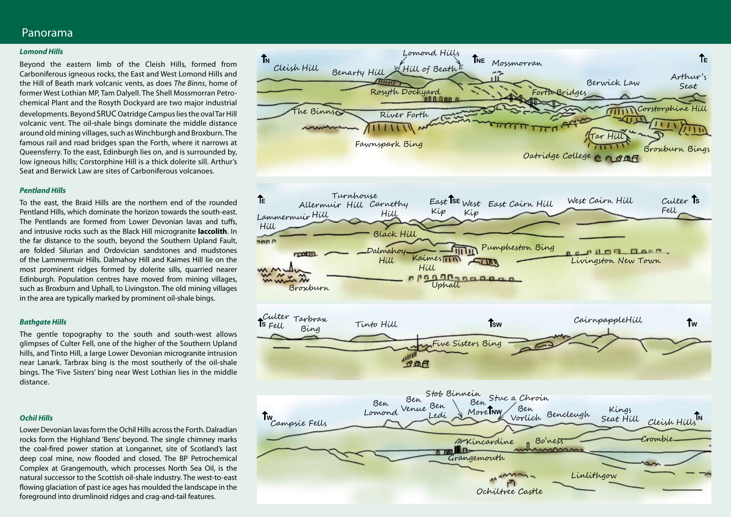# Panorama

### *Lomond Hills*

Beyond the eastern limb of the Cleish Hills, formed from Carboniferous igneous rocks, the East and West Lomond Hills and the Hill of Beath mark volcanic vents, as does *The Binns*, home of former West Lothian MP, Tam Dalyell. The Shell Mossmorran Petrochemical Plant and the Rosyth Dockyard are two major industrial developments. Beyond SRUC Oatridge Campus lies the oval Tar Hill volcanic vent. The oil-shale bings dominate the middle distance around old mining villages, such as Winchburgh and Broxburn. The famous rail and road bridges span the Forth, where it narrows at Queensferry. To the east, Edinburgh lies on, and is surrounded by, low igneous hills; Corstorphine Hill is a thick dolerite sill. Arthur's Seat and Berwick Law are sites of Carboniferous volcanoes.

### *Pentland Hills*

To the east, the Braid Hills are the northern end of the rounded Pentland Hills, which dominate the horizon towards the south-east. The Pentlands are formed from Lower Devonian lavas and tuffs, and intrusive rocks such as the Black Hill microgranite **laccolith**. In the far distance to the south, beyond the Southern Upland Fault, are folded Silurian and Ordovician sandstones and mudstones of the Lammermuir Hills. Dalmahoy Hill and Kaimes Hill lie on the most prominent ridges formed by dolerite sills, quarried nearer Edinburgh. Population centres have moved from mining villages, such as Broxburn and Uphall, to Livingston. The old mining villages in the area are typically marked by prominent oil-shale bings.

### *Bathgate Hills*

The gentle topography to the south and south-west allows glimpses of Culter Fell, one of the higher of the Southern Upland hills, and Tinto Hill, a large Lower Devonian microgranite intrusion near Lanark. Tarbrax bing is the most southerly of the oil-shale bings. The 'Five Sisters' bing near West Lothian lies in the middle distance.

### *Ochil Hills*

Lower Devonian lavas form the Ochil Hills across the Forth. Dalradian rocks form the Highland 'Bens' beyond. The single chimney marks the coal-fired power station at Longannet, site of Scotland's last deep coal mine, now flooded and closed. The BP Petrochemical Complex at Grangemouth, which processes North Sea Oil, is the natural successor to the Scottish oil-shale industry. The west-to-east flowing glaciation of past ice ages has moulded the landscape in the foreground into drumlinoid ridges and crag-and-tail features.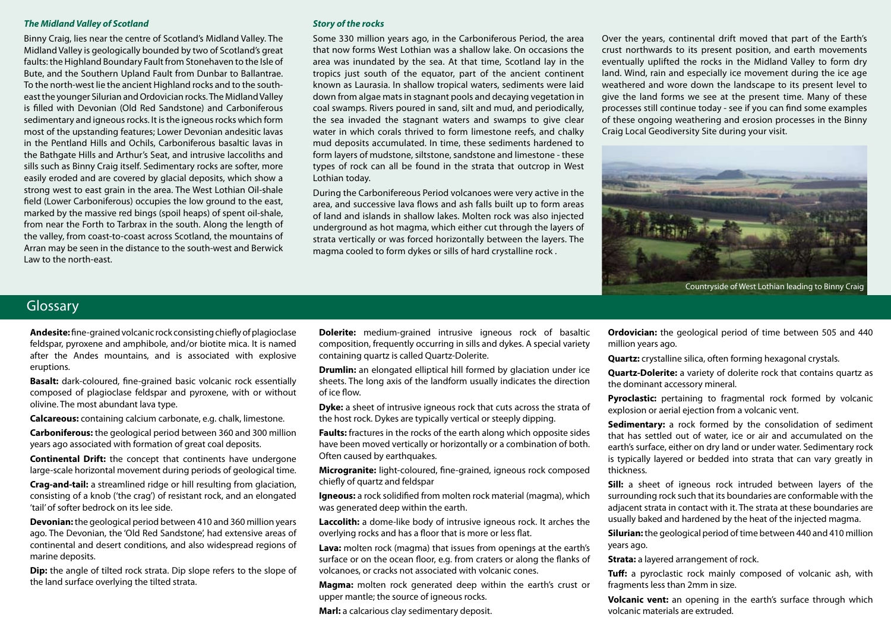### *The Midland Valley of Scotland*

Binny Craig, lies near the centre of Scotland's Midland Valley. The Midland Valley is geologically bounded by two of Scotland's great faults: the Highland Boundary Fault from Stonehaven to the Isle of Bute, and the Southern Upland Fault from Dunbar to Ballantrae. To the north-west lie the ancient Highland rocks and to the south-east the younger Silurian and Ordovician rocks. The Midland Valley is filled with Devonian (Old Red Sandstone) and Carboniferous sedimentary and igneous rocks. It is the igneous rocks which form most of the upstanding features; Lower Devonian andesitic lavas in the Pentland Hills and Ochils, Carboniferous basaltic lavas in the Bathgate Hills and Arthur's Seat, and intrusive laccoliths and sills such as Binny Craig itself. Sedimentary rocks are softer, more easily eroded and are covered by glacial deposits, which show a strong west to east grain in the area. The West Lothian Oil-shale field (Lower Carboniferous) occupies the low ground to the east, marked by the massive red bings (spoil heaps) of spent oil-shale, from near the Forth to Tarbrax in the south. Along the length of the valley, from coast-to-coast across Scotland, the mountains of Arran may be seen in the distance to the south-west and Berwick Law to the north-east.

### *Story of the rocks*

Some 330 million years ago, in the Carboniferous Period, the area that now forms West Lothian was a shallow lake. On occasions the area was inundated by the sea. At that time, Scotland lay in the tropics just south of the equator, part of the ancient continent known as Laurasia. In shallow tropical waters, sediments were laid down from algae mats in stagnant pools and decaying vegetation in coal swamps. Rivers poured in sand, silt and mud, and periodically, the sea invaded the stagnant waters and swamps to give clear water in which corals thrived to form limestone reefs, and chalky mud deposits accumulated. In time, these sediments hardened to form layers of mudstone, siltstone, sandstone and limestone - these types of rock can all be found in the strata that outcrop in West Lothian today.

During the Carbonifereous Period volcanoes were very active in the area, and successive lava flows and ash falls built up to form areas of land and islands in shallow lakes. Molten rock was also injected underground as hot magma, which either cut through the layers of strata vertically or was forced horizontally between the layers. The magma cooled to form dykes or sills of hard crystalline rock .

Over the years, continental drift moved that part of the Earth's crust northwards to its present position, and earth movements eventually uplifted the rocks in the Midland Valley to form dry land. Wind, rain and especially ice movement during the ice age weathered and wore down the landscape to its present level to give the land forms we see at the present time. Many of these processes still continue today - see if you can find some examples of these ongoing weathering and erosion processes in the Binny Craig Local Geodiversity Site during your visit.

Countryside of West Lothian leading to Binny Craig

## Glossary

**Andesite:** fine-grained volcanic rock consisting chiefly of plagioclase feldspar, pyroxene and amphibole, and/or biotite mica. It is named after the Andes mountains, and is associated with explosive eruptions.

**Basalt:** dark-coloured, fine-grained basic volcanic rock essentially composed of plagioclase feldspar and pyroxene, with or without olivine. The most abundant lava type.

**Calcareous:** containing calcium carbonate, e.g. chalk, limestone.

**Carboniferous:** the geological period between 360 and 300 million years ago associated with formation of great coal deposits.

**Continental Drift:** the concept that continents have undergone large-scale horizontal movement during periods of geological time.

**Crag-and-tail:** a streamlined ridge or hill resulting from glaciation, consisting of a knob ('the crag') of resistant rock, and an elongated 'tail' of softer bedrock on its lee side.

**Devonian:** the geological period between 410 and 360 million years ago. The Devonian, the 'Old Red Sandstone', had extensive areas of continental and desert conditions, and also widespread regions of marine deposits.

**Dip:** the angle of tilted rock strata. Dip slope refers to the slope of the land surface overlying the tilted strata.

**Dolerite:** medium-grained intrusive igneous rock of basaltic composition, frequently occurring in sills and dykes. A special variety containing quartz is called Quartz-Dolerite.

**Drumlin:** an elongated elliptical hill formed by glaciation under ice sheets. The long axis of the landform usually indicates the direction of ice flow.

**Dyke:** a sheet of intrusive igneous rock that cuts across the strata of the host rock. Dykes are typically vertical or steeply dipping.

**Faults:** fractures in the rocks of the earth along which opposite sides have been moved vertically or horizontally or a combination of both. Often caused by earthquakes.

**Microgranite:** light-coloured, fine-grained, igneous rock composed chiefly of quartz and feldspar

**Igneous:** a rock solidified from molten rock material (magma), which was generated deep within the earth.

**Laccolith:** a dome-like body of intrusive igneous rock. It arches the overlying rocks and has a floor that is more or less flat.

**Lava:** molten rock (magma) that issues from openings at the earth's surface or on the ocean floor, e.g. from craters or along the flanks of volcanoes, or cracks not associated with volcanic cones.

**Magma:** molten rock generated deep within the earth's crust or upper mantle; the source of igneous rocks.

**Marl:** a calcarious clay sedimentary deposit.

**Ordovician:** the geological period of time between 505 and 440 million years ago.

**Quartz:** crystalline silica, often forming hexagonal crystals.

**Quartz-Dolerite:** a variety of dolerite rock that contains quartz as the dominant accessory mineral.

**Pyroclastic:** pertaining to fragmental rock formed by volcanic explosion or aerial ejection from a volcanic vent.

**Sedimentary:** a rock formed by the consolidation of sediment that has settled out of water, ice or air and accumulated on the earth's surface, either on dry land or under water. Sedimentary rock is typically layered or bedded into strata that can vary greatly in thickness.

**Sill:** a sheet of igneous rock intruded between layers of the surrounding rock such that its boundaries are conformable with the adjacent strata in contact with it. The strata at these boundaries are usually baked and hardened by the heat of the injected magma.

**Silurian:** the geological period of time between 440 and 410 million years ago.

**Strata:** a layered arrangement of rock.

**Tuff:** a pyroclastic rock mainly composed of volcanic ash, with fragments less than 2mm in size.

**Volcanic vent:** an opening in the earth's surface through which volcanic materials are extruded.